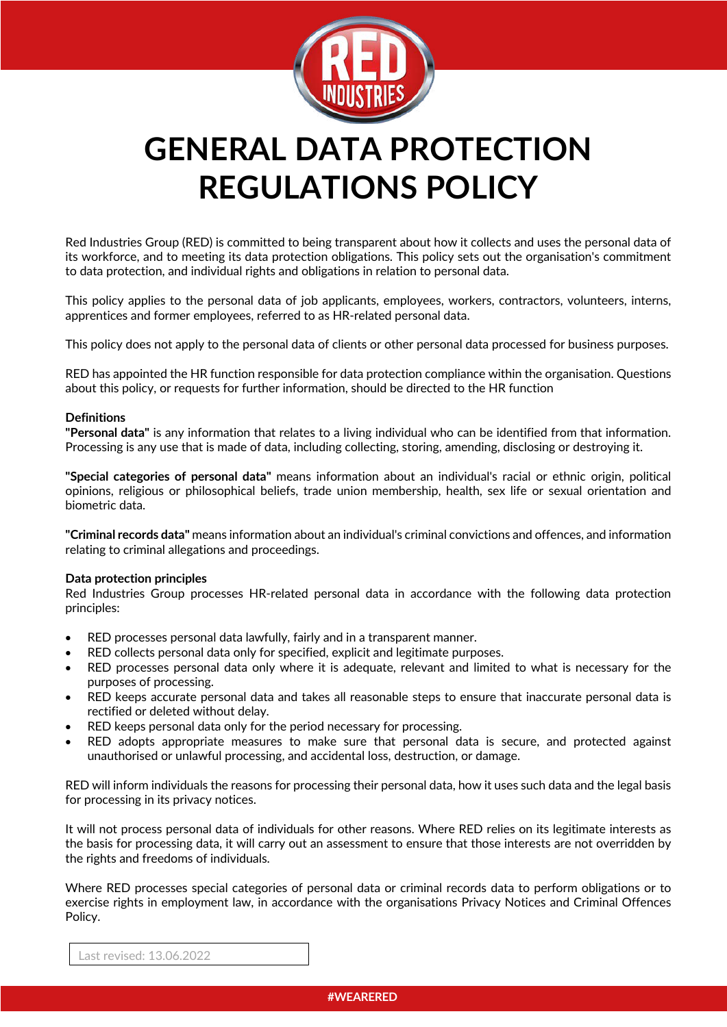# GENERAL DATA PROTECTION REGULATIONS POLICY

Red Industries Group (RED) is committed to being transparent about how it collects and uses the personal data of its workforce, and to meeting its data protection obligations. This policy sets out the organisation's commitment to data protection, and individual rights and obligations in relation to personal data.

This policy applies to the personal data of job applicants, employees, workers, contractors, volunteers, interns, apprentices and former employees, referred to as HR-related personal data.

This policy does not apply to the personal data of clients or other personal data processed for business purposes.

RED has appointed the HR function responsible for data protection compliance within the organisation. Questions about this policy, or requests for further information, should be directed to the HR function

**Definitions**

**"Personal data"** is any information that relates to a living individual who can be identified from that information. Processing is any use that is made of data, including collecting, storing, amending, disclosing or destroying it.

**"Special categories of personal data"** means information about an individual's racial or ethnic origin, political opinions, religious or philosophical beliefs, trade union membership, health, sex life or sexual orientation and biometric data.

**"Criminal records data"** means information about an individual's criminal convictions and offences, and information relating to criminal allegations and proceedings.

**Data protection principles**

Red Industries Group processes HR-related personal data in accordance with the following data protection principles:

- RED processes personal data lawfully, fairly and in a transparent manner.
- RED collects personal data only for specified, explicit and legitimate purposes.
- RED processes personal data only where it is adequate, relevant and limited to what is necessary for the purposes of processing.
- RED keeps accurate personal data and takes all reasonable steps to ensure that inaccurate personal data is rectified or deleted without delay.
- RED keeps personal data only for the period necessary for processing.
- RED adopts appropriate measures to make sure that personal data is secure, and protected against unauthorised or unlawful processing, and accidental loss, destruction, or damage.

RED will inform individuals the reasons for processing their personal data, how it uses such data and the legal basis for processing in its privacy notices.

It will not process personal data of individuals for other reasons. Where RED relies on its legitimate interests as the basis for processing data, it will carry out an assessment to ensure that those interests are not overridden by the rights and freedoms of individuals.

Where RED processes special categories of personal data or criminal records data to perform obligations or to exercise rights in employment law, in accordance with the organisations Privacy Notices and Criminal Offences Policy.

Last revised: 13.06.2022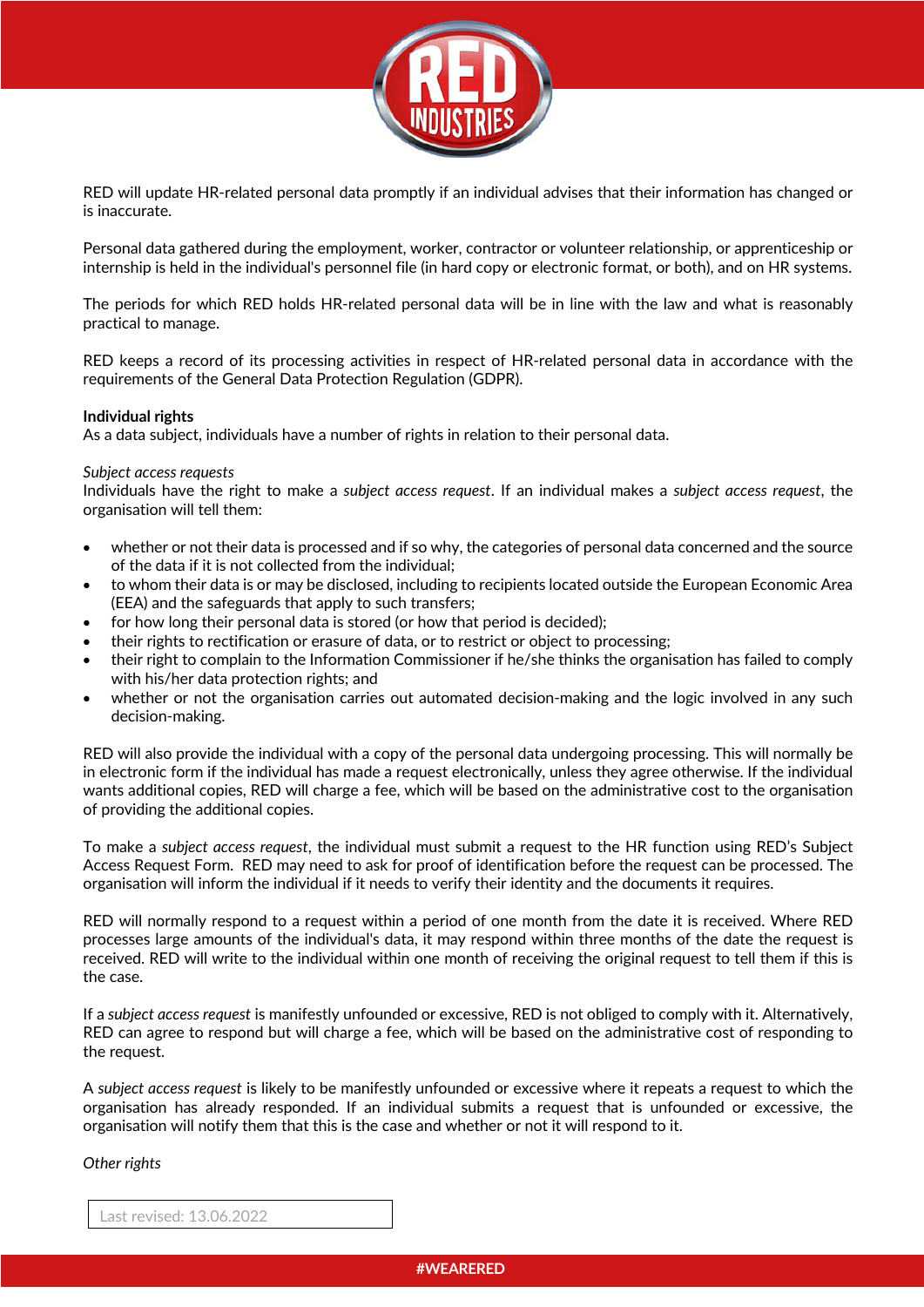RED will update HR-related personal data promptly if an individual advises that their information has changed or is inaccurate.

Personal data gathered during the employment, worker, contractor or volunteer relationship, or apprenticeship or internship is held in the individual's personnel file (in hard copy or electronic format, or both), and on HR systems.

The periods for which RED holds HR-related personal data will be in line with the law and what is reasonably practical to manage.

RED keeps a record of its processing activities in respect of HR-related personal data in accordance with the requirements of the General Data Protection Regulation (GDPR).

**Individual rights**
As a data subject, individuals have a number of rights in relation to their personal data.

*Subject access requests*
Individuals have the right to make a *subject access request*. If an individual makes a *subject access request*, the organisation will tell them:

- whether or not their data is processed and if so why, the categories of personal data concerned and the source of the data if it is not collected from the individual;
- to whom their data is or may be disclosed, including to recipients located outside the European Economic Area (EEA) and the safeguards that apply to such transfers;
- for how long their personal data is stored (or how that period is decided);
- their rights to rectification or erasure of data, or to restrict or object to processing;
- their right to complain to the Information Commissioner if he/she thinks the organisation has failed to comply with his/her data protection rights; and
- whether or not the organisation carries out automated decision-making and the logic involved in any such decision-making.

RED will also provide the individual with a copy of the personal data undergoing processing. This will normally be in electronic form if the individual has made a request electronically, unless they agree otherwise. If the individual wants additional copies, RED will charge a fee, which will be based on the administrative cost to the organisation of providing the additional copies.

To make a *subject access request*, the individual must submit a request to the HR function using RED's Subject Access Request Form. RED may need to ask for proof of identification before the request can be processed. The organisation will inform the individual if it needs to verify their identity and the documents it requires.

RED will normally respond to a request within a period of one month from the date it is received. Where RED processes large amounts of the individual's data, it may respond within three months of the date the request is received. RED will write to the individual within one month of receiving the original request to tell them if this is the case.

If a *subject access request* is manifestly unfounded or excessive, RED is not obliged to comply with it. Alternatively, RED can agree to respond but will charge a fee, which will be based on the administrative cost of responding to the request.

A *subject access request* is likely to be manifestly unfounded or excessive where it repeats a request to which the organisation has already responded. If an individual submits a request that is unfounded or excessive, the organisation will notify them that this is the case and whether or not it will respond to it.

*Other rights*

Last revised: 13.06.2022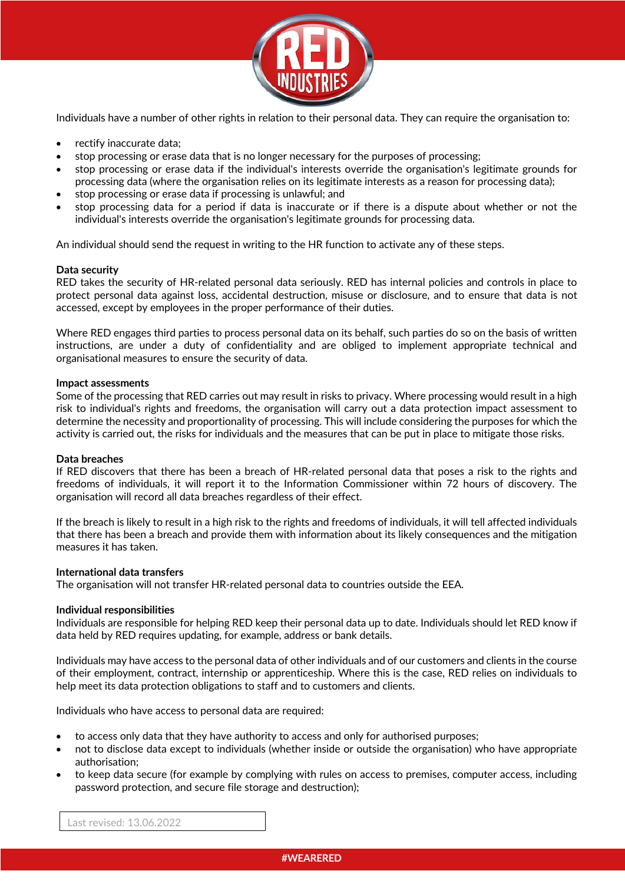Individuals have a number of other rights in relation to their personal data. They can require the organisation to:

- rectify inaccurate data;
- stop processing or erase data that is no longer necessary for the purposes of processing;
- stop processing or erase data if the individual's interests override the organisation's legitimate grounds for processing data (where the organisation relies on its legitimate interests as a reason for processing data);
- stop processing or erase data if processing is unlawful; and
- stop processing data for a period if data is inaccurate or if there is a dispute about whether or not the individual's interests override the organisation's legitimate grounds for processing data.

An individual should send the request in writing to the HR function to activate any of these steps.

**Data security**

RED takes the security of HR-related personal data seriously. RED has internal policies and controls in place to protect personal data against loss, accidental destruction, misuse or disclosure, and to ensure that data is not accessed, except by employees in the proper performance of their duties.

Where RED engages third parties to process personal data on its behalf, such parties do so on the basis of written instructions, are under a duty of confidentiality and are obliged to implement appropriate technical and organisational measures to ensure the security of data.

**Impact assessments**

Some of the processing that RED carries out may result in risks to privacy. Where processing would result in a high risk to individual's rights and freedoms, the organisation will carry out a data protection impact assessment to determine the necessity and proportionality of processing. This will include considering the purposes for which the activity is carried out, the risks for individuals and the measures that can be put in place to mitigate those risks.

**Data breaches**

If RED discovers that there has been a breach of HR-related personal data that poses a risk to the rights and freedoms of individuals, it will report it to the Information Commissioner within 72 hours of discovery. The organisation will record all data breaches regardless of their effect.

If the breach is likely to result in a high risk to the rights and freedoms of individuals, it will tell affected individuals that there has been a breach and provide them with information about its likely consequences and the mitigation measures it has taken.

**International data transfers**

The organisation will not transfer HR-related personal data to countries outside the EEA.

**Individual responsibilities**

Individuals are responsible for helping RED keep their personal data up to date. Individuals should let RED know if data held by RED requires updating, for example, address or bank details.

Individuals may have access to the personal data of other individuals and of our customers and clients in the course of their employment, contract, internship or apprenticeship. Where this is the case, RED relies on individuals to help meet its data protection obligations to staff and to customers and clients.

Individuals who have access to personal data are required:

- to access only data that they have authority to access and only for authorised purposes;
- not to disclose data except to individuals (whether inside or outside the organisation) who have appropriate authorisation;
- to keep data secure (for example by complying with rules on access to premises, computer access, including password protection, and secure file storage and destruction);

Last revised: 13.06.2022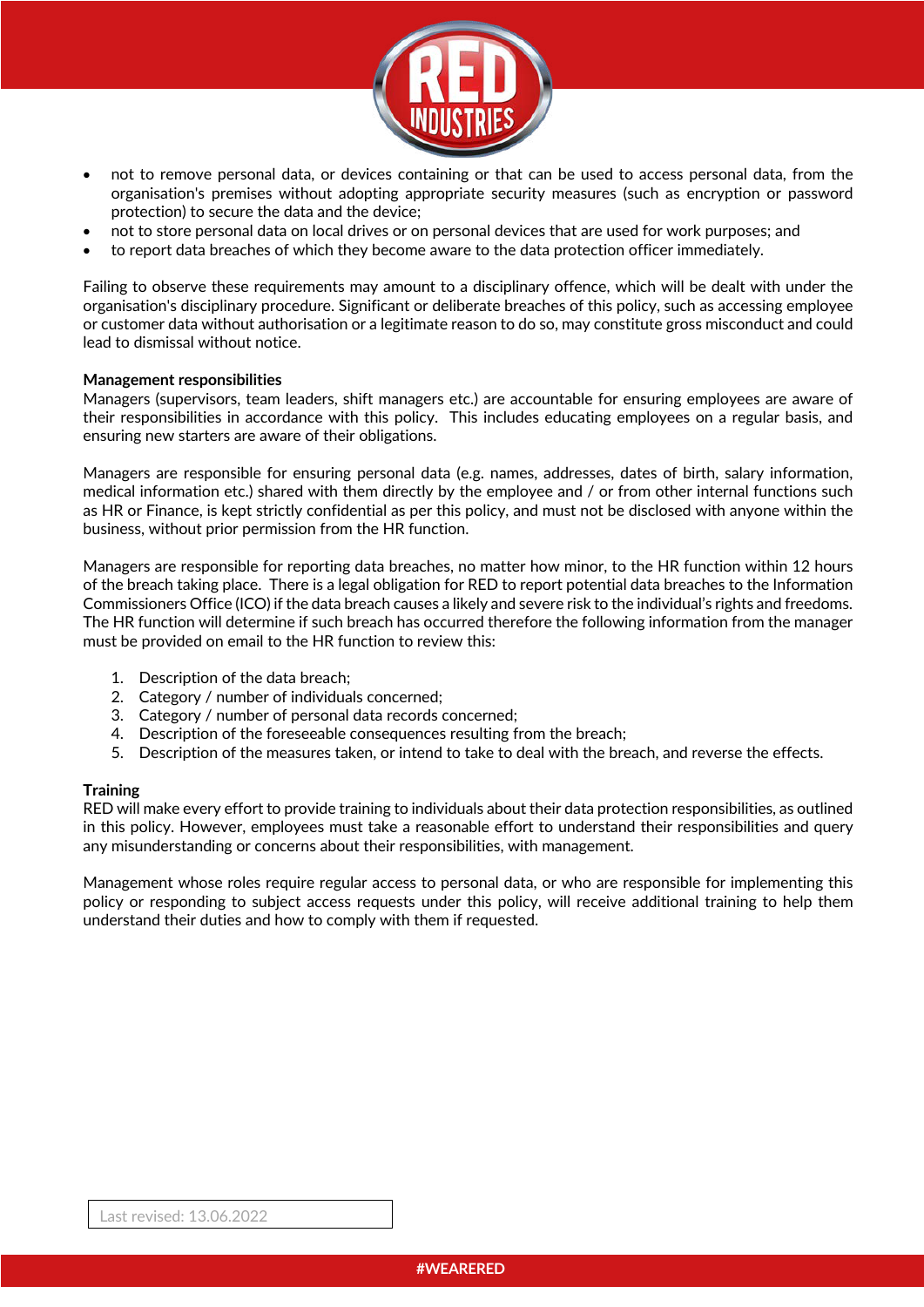- not to remove personal data, or devices containing or that can be used to access personal data, from the organisation's premises without adopting appropriate security measures (such as encryption or password protection) to secure the data and the device;
- not to store personal data on local drives or on personal devices that are used for work purposes; and
- to report data breaches of which they become aware to the data protection officer immediately.

Failing to observe these requirements may amount to a disciplinary offence, which will be dealt with under the organisation's disciplinary procedure. Significant or deliberate breaches of this policy, such as accessing employee or customer data without authorisation or a legitimate reason to do so, may constitute gross misconduct and could lead to dismissal without notice.

**Management responsibilities**

Managers (supervisors, team leaders, shift managers etc.) are accountable for ensuring employees are aware of their responsibilities in accordance with this policy. This includes educating employees on a regular basis, and ensuring new starters are aware of their obligations.

Managers are responsible for ensuring personal data (e.g. names, addresses, dates of birth, salary information, medical information etc.) shared with them directly by the employee and / or from other internal functions such as HR or Finance, is kept strictly confidential as per this policy, and must not be disclosed with anyone within the business, without prior permission from the HR function.

Managers are responsible for reporting data breaches, no matter how minor, to the HR function within 12 hours of the breach taking place. There is a legal obligation for RED to report potential data breaches to the Information Commissioners Office (ICO) if the data breach causes a likely and severe risk to the individual's rights and freedoms. The HR function will determine if such breach has occurred therefore the following information from the manager must be provided on email to the HR function to review this:

1. Description of the data breach;
2. Category / number of individuals concerned;
3. Category / number of personal data records concerned;
4. Description of the foreseeable consequences resulting from the breach;
5. Description of the measures taken, or intend to take to deal with the breach, and reverse the effects.

**Training**

RED will make every effort to provide training to individuals about their data protection responsibilities, as outlined in this policy. However, employees must take a reasonable effort to understand their responsibilities and query any misunderstanding or concerns about their responsibilities, with management.

Management whose roles require regular access to personal data, or who are responsible for implementing this policy or responding to subject access requests under this policy, will receive additional training to help them understand their duties and how to comply with them if requested.

Last revised: 13.06.2022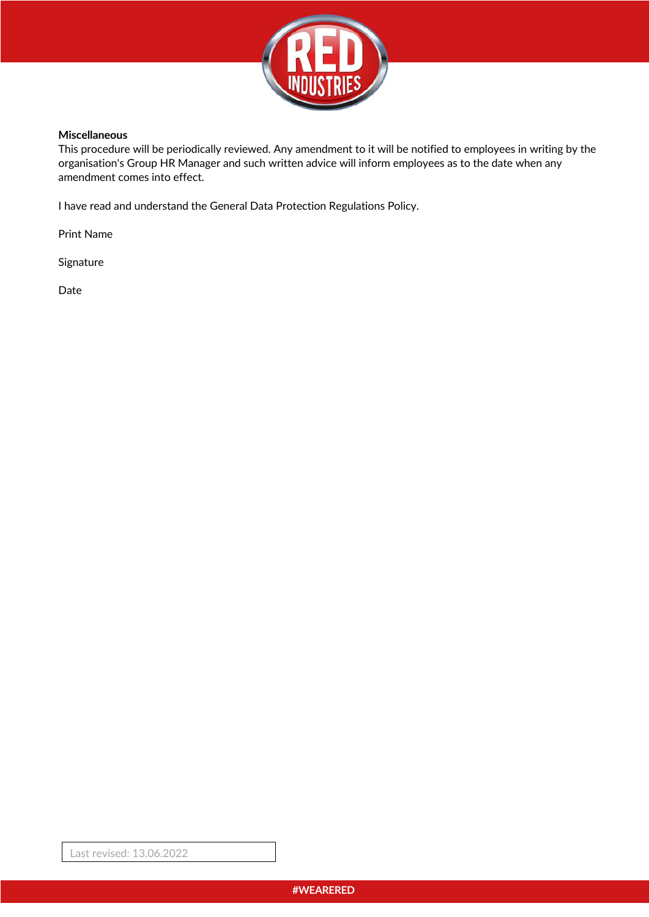**Miscellaneous**

This procedure will be periodically reviewed. Any amendment to it will be notified to employees in writing by the organisation's Group HR Manager and such written advice will inform employees as to the date when any amendment comes into effect.

I have read and understand the General Data Protection Regulations Policy.

Print Name

Signature

Date

Last revised: 13.06.2022